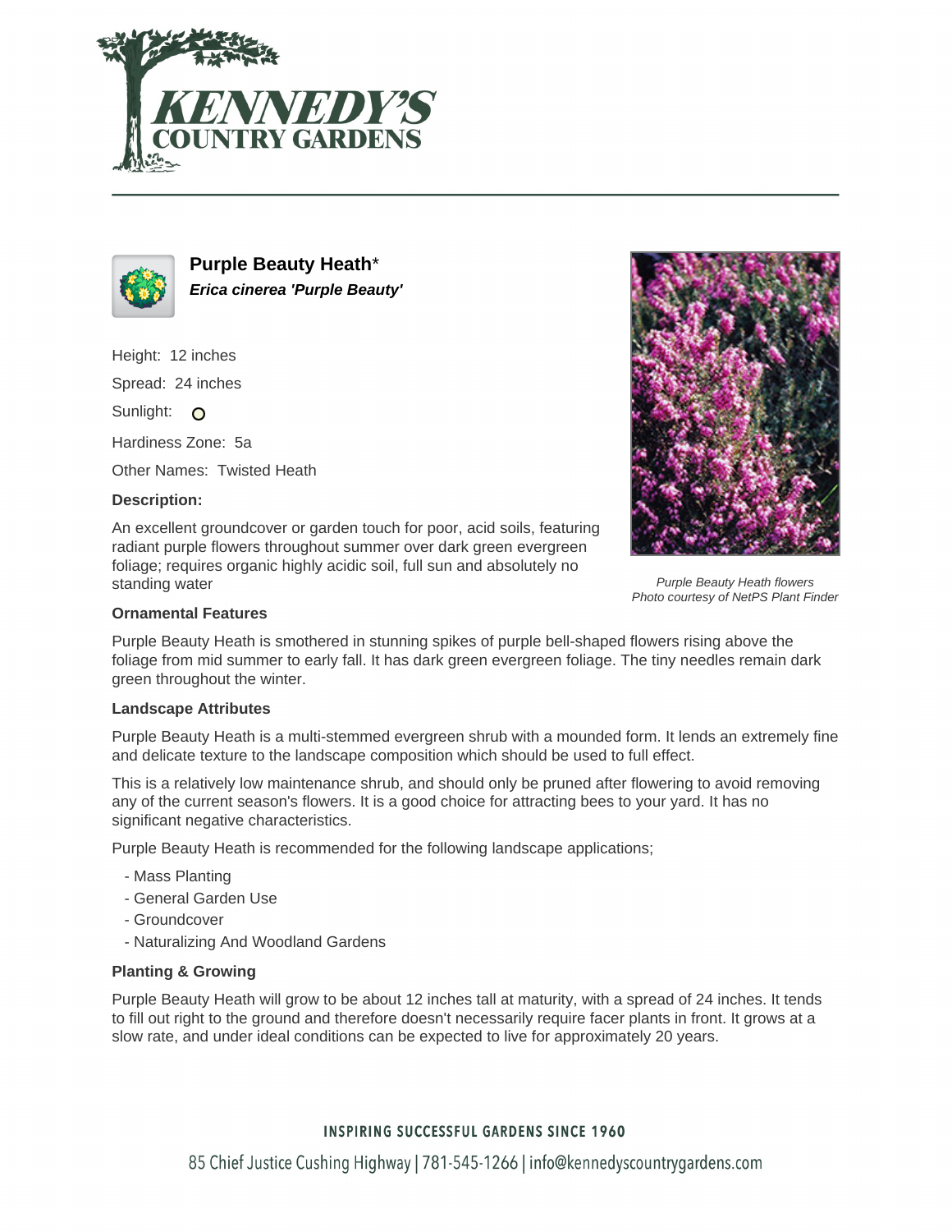# Purple Beauty Heath*

***Erica cinerea 'Purple Beauty'***

Height: 12 inches

Spread: 24 inches

Sunlight: O

Hardiness Zone: 5a

Other Names: Twisted Heath

**Description:**

An excellent groundcover or garden touch for poor, acid soils, featuring radiant purple flowers throughout summer over dark green evergreen foliage; requires organic highly acidic soil, full sun and absolutely no standing water

*Purple Beauty Heath flowers*
*Photo courtesy of NetPS Plant Finder*

### Ornamental Features

Purple Beauty Heath is smothered in stunning spikes of purple bell-shaped flowers rising above the foliage from mid summer to early fall. It has dark green evergreen foliage. The tiny needles remain dark green throughout the winter.

### Landscape Attributes

Purple Beauty Heath is a multi-stemmed evergreen shrub with a mounded form. It lends an extremely fine and delicate texture to the landscape composition which should be used to full effect.

This is a relatively low maintenance shrub, and should only be pruned after flowering to avoid removing any of the current season's flowers. It is a good choice for attracting bees to your yard. It has no significant negative characteristics.

Purple Beauty Heath is recommended for the following landscape applications;

- Mass Planting
- General Garden Use
- Groundcover
- Naturalizing And Woodland Gardens

### Planting & Growing

Purple Beauty Heath will grow to be about 12 inches tall at maturity, with a spread of 24 inches. It tends to fill out right to the ground and therefore doesn't necessarily require facer plants in front. It grows at a slow rate, and under ideal conditions can be expected to live for approximately 20 years.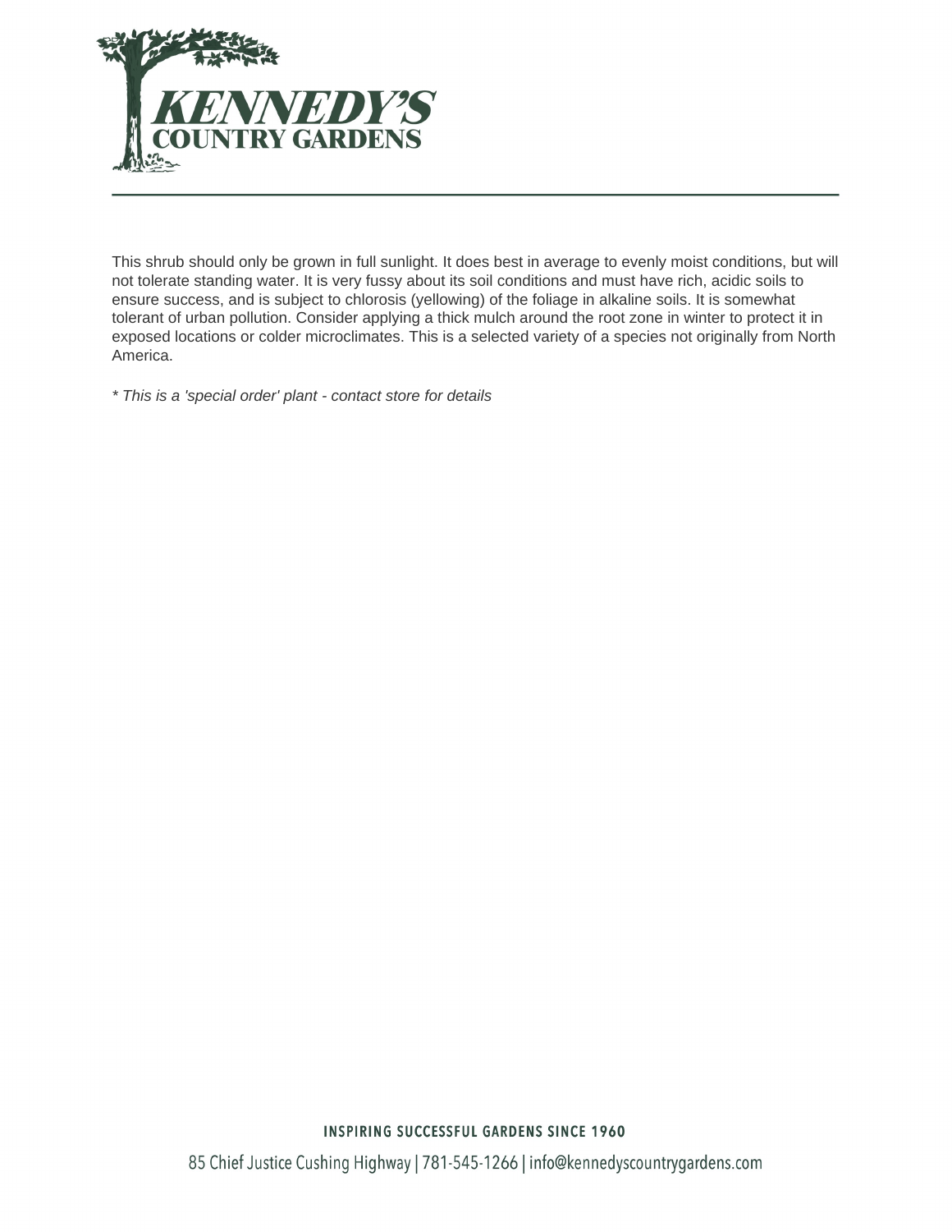This shrub should only be grown in full sunlight. It does best in average to evenly moist conditions, but will not tolerate standing water. It is very fussy about its soil conditions and must have rich, acidic soils to ensure success, and is subject to chlorosis (yellowing) of the foliage in alkaline soils. It is somewhat tolerant of urban pollution. Consider applying a thick mulch around the root zone in winter to protect it in exposed locations or colder microclimates. This is a selected variety of a species not originally from North America.

*\* This is a 'special order' plant - contact store for details*